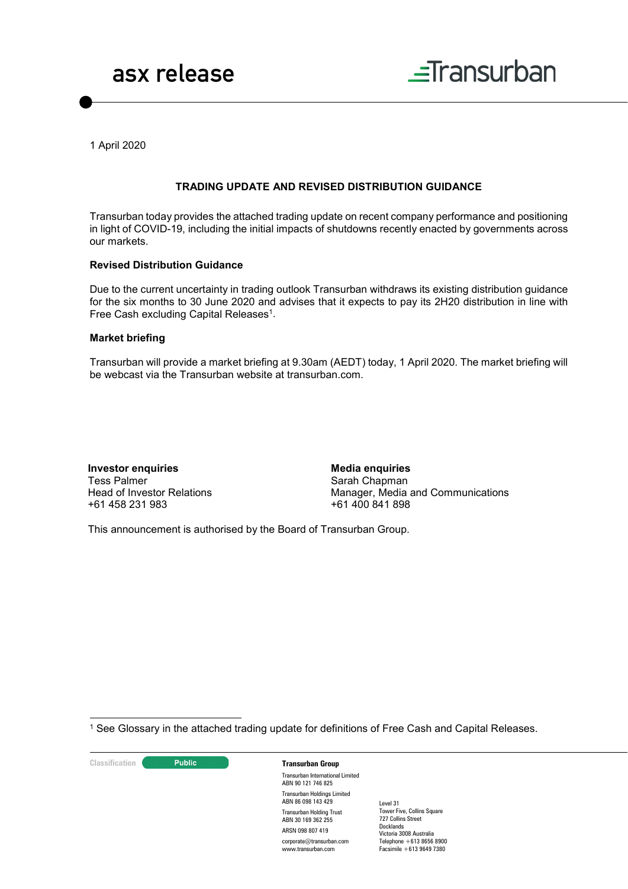asx release

Transurban

1 April 2020

## TRADING UPDATE AND REVISED DISTRIBUTION GUIDANCE

Transurban today provides the attached trading update on recent company performance and positioning in light of COVID-19, including the initial impacts of shutdowns recently enacted by governments across our markets.

### Revised Distribution Guidance

Due to the current uncertainty in trading outlook Transurban withdraws its existing distribution guidance for the six months to 30 June 2020 and advises that it expects to pay its 2H20 distribution in line with Free Cash excluding Capital Releases[1].

### Market briefing

Transurban will provide a market briefing at 9.30am (AEDT) today, 1 April 2020. The market briefing will be webcast via the Transurban website at transurban.com.

**Investor enquiries**
Tess Palmer
Head of Investor Relations
+61 458 231 983

**Media enquiries**
Sarah Chapman
Manager, Media and Communications
+61 400 841 898

This announcement is authorised by the Board of Transurban Group.

[1] See Glossary in the attached trading update for definitions of Free Cash and Capital Releases.

Classification: Public

**Transurban Group**
Transurban International Limited
ABN 90 121 746 825
Transurban Holdings Limited
ABN 86 098 143 429
Transurban Holding Trust
ABN 30 169 362 255
ARSN 098 807 419
corporate@transurban.com
www.transurban.com

Level 31
Tower Five, Collins Square
727 Collins Street
Docklands
Victoria 3008 Australia
Telephone +613 8656 8900
Facsimile +613 9649 7380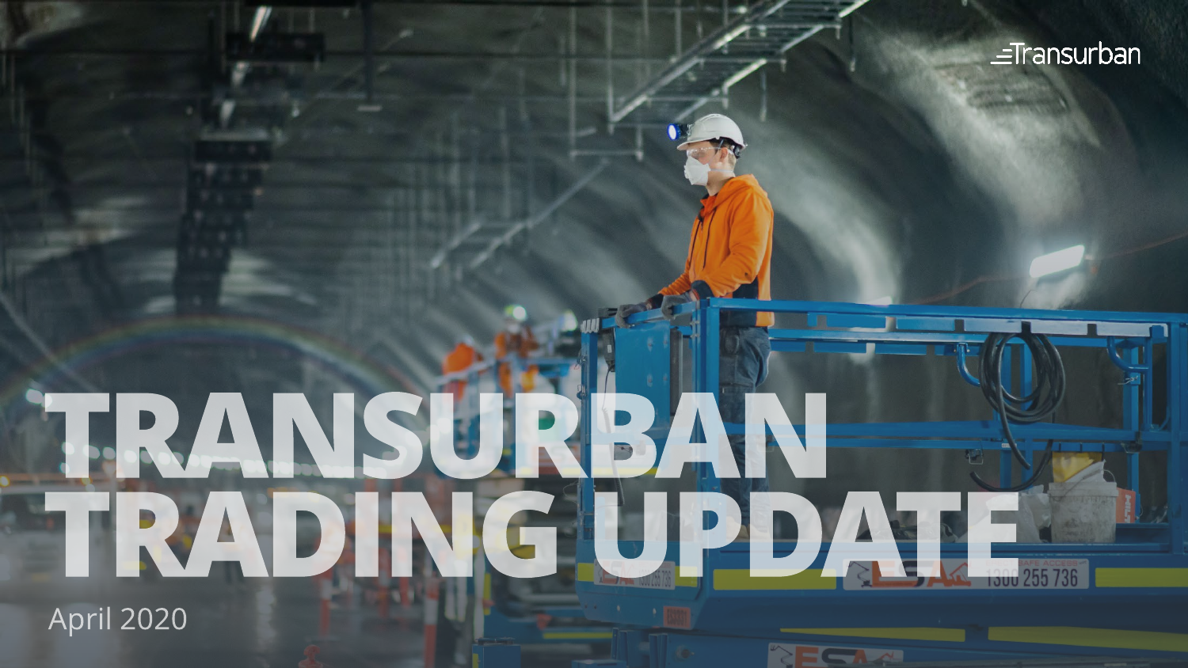Transurban

# TRANSURBAN TRADING UPDATE

April 2020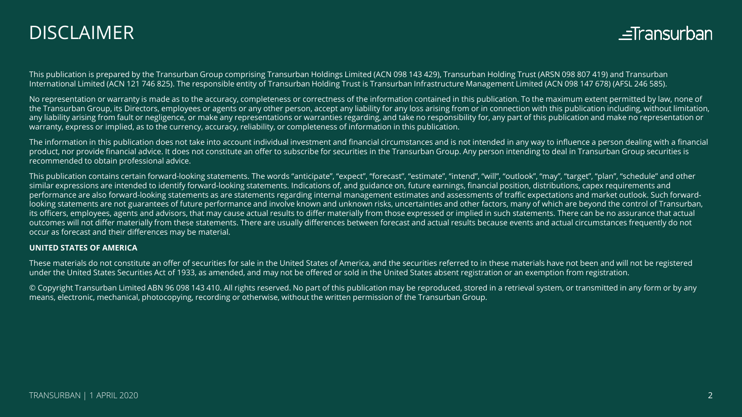# DISCLAIMER

This publication is prepared by the Transurban Group comprising Transurban Holdings Limited (ACN 098 143 429), Transurban Holding Trust (ARSN 098 807 419) and Transurban International Limited (ACN 121 746 825). The responsible entity of Transurban Holding Trust is Transurban Infrastructure Management Limited (ACN 098 147 678) (AFSL 246 585).

No representation or warranty is made as to the accuracy, completeness or correctness of the information contained in this publication. To the maximum extent permitted by law, none of the Transurban Group, its Directors, employees or agents or any other person, accept any liability for any loss arising from or in connection with this publication including, without limitation, any liability arising from fault or negligence, or make any representations or warranties regarding, and take no responsibility for, any part of this publication and make no representation or warranty, express or implied, as to the currency, accuracy, reliability, or completeness of information in this publication.

The information in this publication does not take into account individual investment and financial circumstances and is not intended in any way to influence a person dealing with a financial product, nor provide financial advice. It does not constitute an offer to subscribe for securities in the Transurban Group. Any person intending to deal in Transurban Group securities is recommended to obtain professional advice.

This publication contains certain forward-looking statements. The words "anticipate", "expect", "forecast", "estimate", "intend", "will", "outlook", "may", "target", "plan", "schedule" and other similar expressions are intended to identify forward-looking statements. Indications of, and guidance on, future earnings, financial position, distributions, capex requirements and performance are also forward-looking statements as are statements regarding internal management estimates and assessments of traffic expectations and market outlook. Such forward-looking statements are not guarantees of future performance and involve known and unknown risks, uncertainties and other factors, many of which are beyond the control of Transurban, its officers, employees, agents and advisors, that may cause actual results to differ materially from those expressed or implied in such statements. There can be no assurance that actual outcomes will not differ materially from these statements. There are usually differences between forecast and actual results because events and actual circumstances frequently do not occur as forecast and their differences may be material.

**UNITED STATES OF AMERICA**

These materials do not constitute an offer of securities for sale in the United States of America, and the securities referred to in these materials have not been and will not be registered under the United States Securities Act of 1933, as amended, and may not be offered or sold in the United States absent registration or an exemption from registration.

© Copyright Transurban Limited ABN 96 098 143 410. All rights reserved. No part of this publication may be reproduced, stored in a retrieval system, or transmitted in any form or by any means, electronic, mechanical, photocopying, recording or otherwise, without the written permission of the Transurban Group.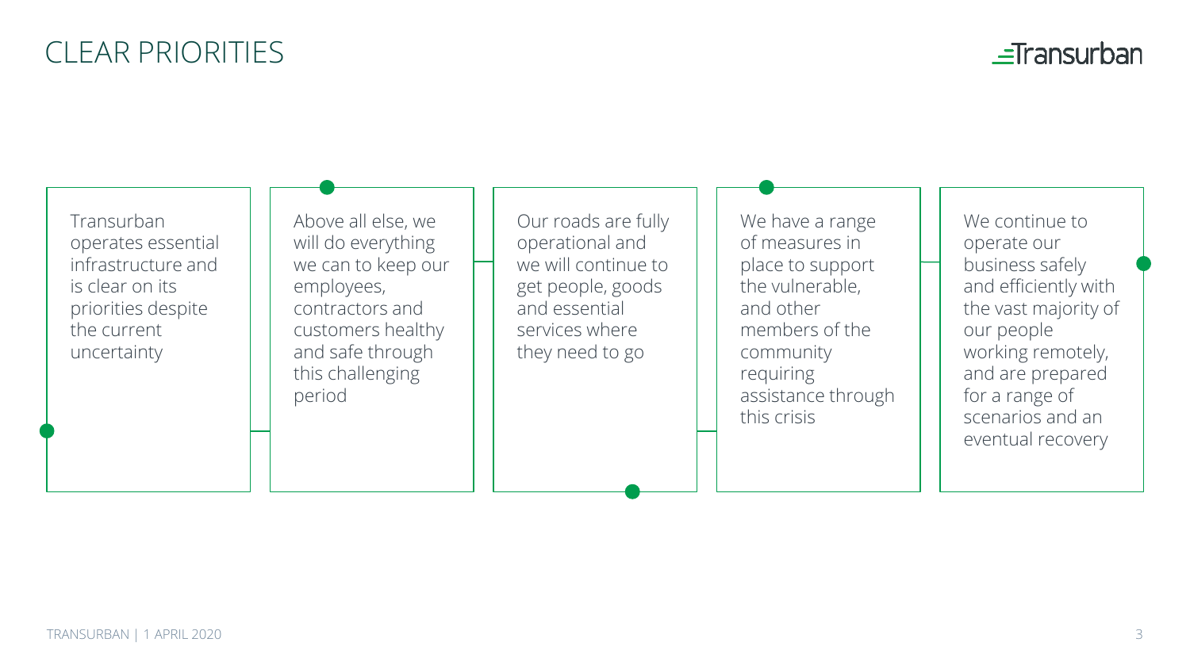# CLEAR PRIORITIES

Transurban operates essential infrastructure and is clear on its priorities despite the current uncertainty

Above all else, we will do everything we can to keep our employees, contractors and customers healthy and safe through this challenging period

Our roads are fully operational and we will continue to get people, goods and essential services where they need to go

We have a range of measures in place to support the vulnerable, and other members of the community requiring assistance through this crisis

We continue to operate our business safely and efficiently with the vast majority of our people working remotely, and are prepared for a range of scenarios and an eventual recovery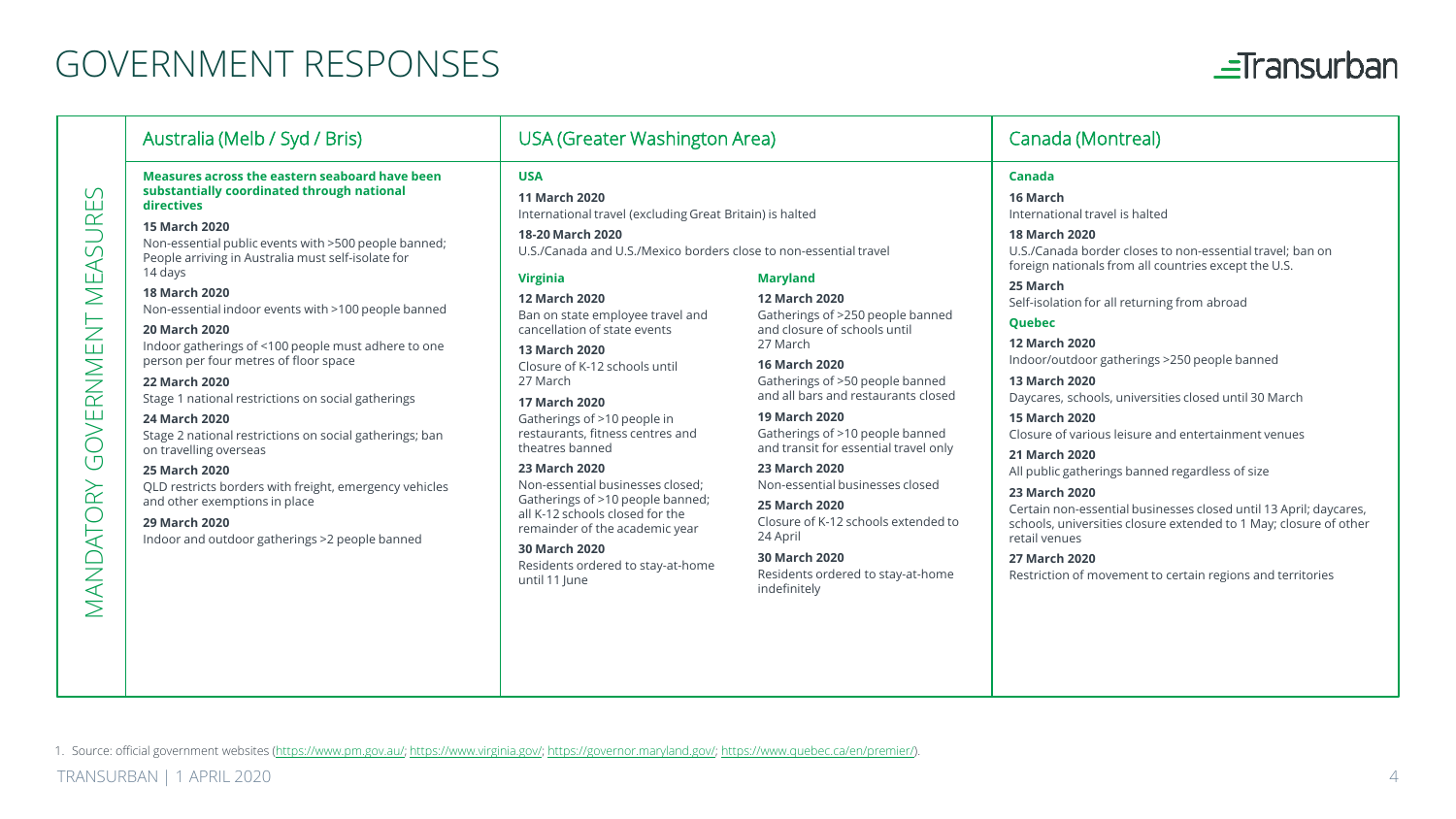# GOVERNMENT RESPONSES

## MANDATORY GOVERNMENT MEASURES

### Australia (Melb / Syd / Bris)

**Measures across the eastern seaboard have been substantially coordinated through national directives**

**15 March 2020**
Non-essential public events with >500 people banned; People arriving in Australia must self-isolate for 14 days

**18 March 2020**
Non-essential indoor events with >100 people banned

**20 March 2020**
Indoor gatherings of <100 people must adhere to one person per four metres of floor space

**22 March 2020**
Stage 1 national restrictions on social gatherings

**24 March 2020**
Stage 2 national restrictions on social gatherings; ban on travelling overseas

**25 March 2020**
QLD restricts borders with freight, emergency vehicles and other exemptions in place

**29 March 2020**
Indoor and outdoor gatherings >2 people banned

### USA (Greater Washington Area)

**USA**

**11 March 2020**
International travel (excluding Great Britain) is halted

**18-20 March 2020**
U.S./Canada and U.S./Mexico borders close to non-essential travel

**Virginia**

**12 March 2020**
Ban on state employee travel and cancellation of state events

**13 March 2020**
Closure of K-12 schools until 27 March

**17 March 2020**
Gatherings of >10 people in restaurants, fitness centres and theatres banned

**23 March 2020**
Non-essential businesses closed; Gatherings of >10 people banned; all K-12 schools closed for the remainder of the academic year

**30 March 2020**
Residents ordered to stay-at-home until 11 June

**Maryland**

**12 March 2020**
Gatherings of >250 people banned and closure of schools until 27 March

**16 March 2020**
Gatherings of >50 people banned and all bars and restaurants closed

**19 March 2020**
Gatherings of >10 people banned and transit for essential travel only

**23 March 2020**
Non-essential businesses closed

**25 March 2020**
Closure of K-12 schools extended to 24 April

**30 March 2020**
Residents ordered to stay-at-home indefinitely

### Canada (Montreal)

**Canada**

**16 March**
International travel is halted

**18 March 2020**
U.S./Canada border closes to non-essential travel; ban on foreign nationals from all countries except the U.S.

**25 March**
Self-isolation for all returning from abroad

**Quebec**

**12 March 2020**
Indoor/outdoor gatherings >250 people banned

**13 March 2020**
Daycares, schools, universities closed until 30 March

**15 March 2020**
Closure of various leisure and entertainment venues

**21 March 2020**
All public gatherings banned regardless of size

**23 March 2020**
Certain non-essential businesses closed until 13 April; daycares, schools, universities closure extended to 1 May; closure of other retail venues

**27 March 2020**
Restriction of movement to certain regions and territories

1. Source: official government websites (https://www.pm.gov.au/; https://www.virginia.gov/; https://governor.maryland.gov/; https://www.quebec.ca/en/premier/).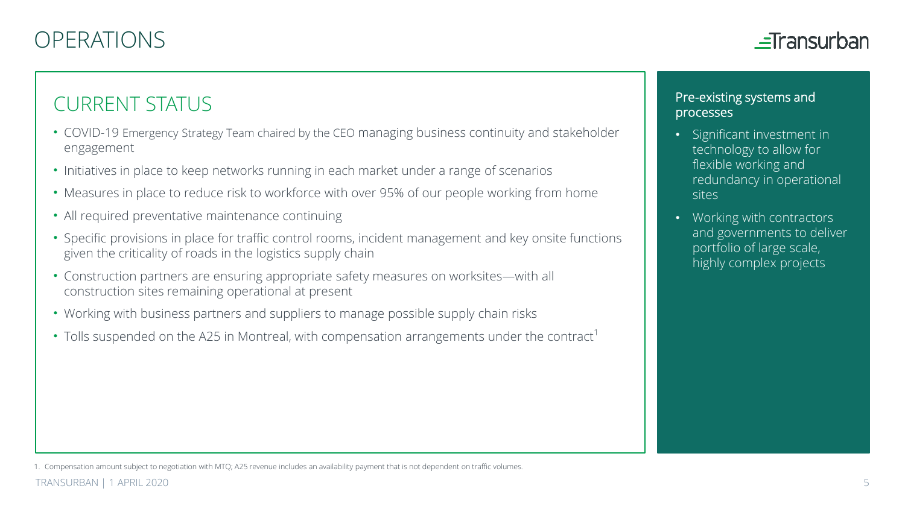# OPERATIONS

## CURRENT STATUS

- COVID-19 Emergency Strategy Team chaired by the CEO managing business continuity and stakeholder engagement
- Initiatives in place to keep networks running in each market under a range of scenarios
- Measures in place to reduce risk to workforce with over 95% of our people working from home
- All required preventative maintenance continuing
- Specific provisions in place for traffic control rooms, incident management and key onsite functions given the criticality of roads in the logistics supply chain
- Construction partners are ensuring appropriate safety measures on worksites—with all construction sites remaining operational at present
- Working with business partners and suppliers to manage possible supply chain risks
- Tolls suspended on the A25 in Montreal, with compensation arrangements under the contract[1]

### Pre-existing systems and processes

- Significant investment in technology to allow for flexible working and redundancy in operational sites
- Working with contractors and governments to deliver portfolio of large scale, highly complex projects

1. Compensation amount subject to negotiation with MTQ; A25 revenue includes an availability payment that is not dependent on traffic volumes.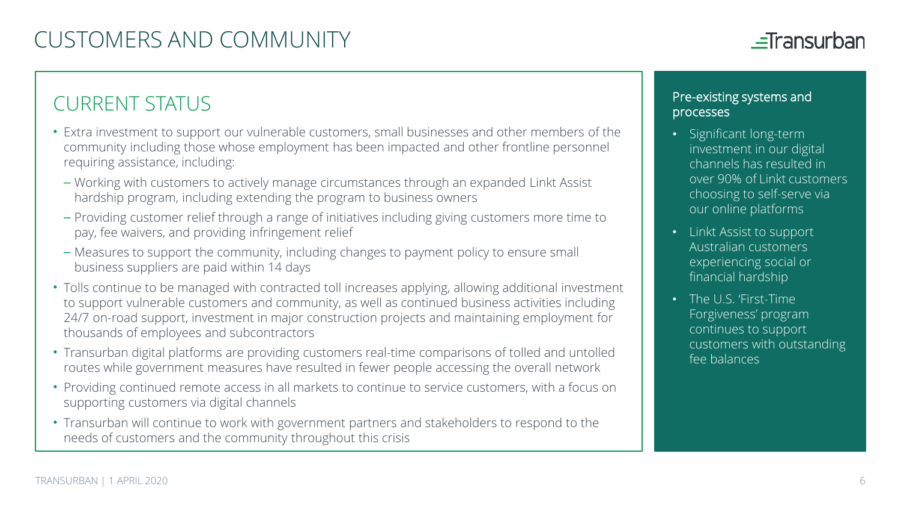# CUSTOMERS AND COMMUNITY

## CURRENT STATUS

- Extra investment to support our vulnerable customers, small businesses and other members of the community including those whose employment has been impacted and other frontline personnel requiring assistance, including:
  - Working with customers to actively manage circumstances through an expanded Linkt Assist hardship program, including extending the program to business owners
  - Providing customer relief through a range of initiatives including giving customers more time to pay, fee waivers, and providing infringement relief
  - Measures to support the community, including changes to payment policy to ensure small business suppliers are paid within 14 days
- Tolls continue to be managed with contracted toll increases applying, allowing additional investment to support vulnerable customers and community, as well as continued business activities including 24/7 on-road support, investment in major construction projects and maintaining employment for thousands of employees and subcontractors
- Transurban digital platforms are providing customers real-time comparisons of tolled and untolled routes while government measures have resulted in fewer people accessing the overall network
- Providing continued remote access in all markets to continue to service customers, with a focus on supporting customers via digital channels
- Transurban will continue to work with government partners and stakeholders to respond to the needs of customers and the community throughout this crisis

### Pre-existing systems and processes

- Significant long-term investment in our digital channels has resulted in over 90% of Linkt customers choosing to self-serve via our online platforms
- Linkt Assist to support Australian customers experiencing social or financial hardship
- The U.S. 'First-Time Forgiveness' program continues to support customers with outstanding fee balances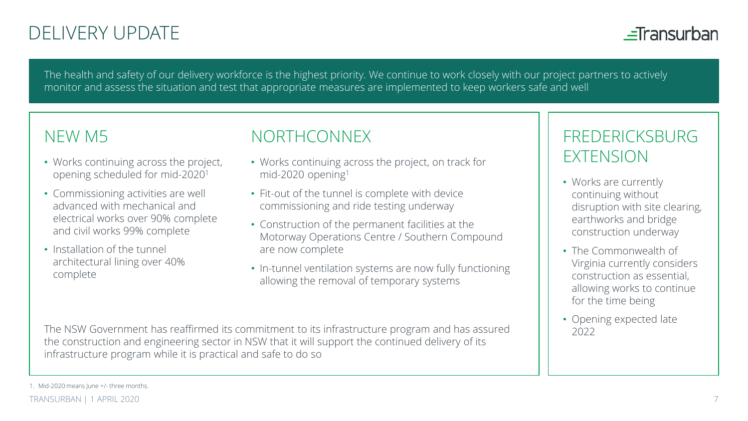# DELIVERY UPDATE

The health and safety of our delivery workforce is the highest priority. We continue to work closely with our project partners to actively monitor and assess the situation and test that appropriate measures are implemented to keep workers safe and well

## NEW M5

- Works continuing across the project, opening scheduled for mid-2020[1]
- Commissioning activities are well advanced with mechanical and electrical works over 90% complete and civil works 99% complete
- Installation of the tunnel architectural lining over 40% complete

## NORTHCONNEX

- Works continuing across the project, on track for mid-2020 opening[1]
- Fit-out of the tunnel is complete with device commissioning and ride testing underway
- Construction of the permanent facilities at the Motorway Operations Centre / Southern Compound are now complete
- In-tunnel ventilation systems are now fully functioning allowing the removal of temporary systems

The NSW Government has reaffirmed its commitment to its infrastructure program and has assured the construction and engineering sector in NSW that it will support the continued delivery of its infrastructure program while it is practical and safe to do so

## FREDERICKSBURG EXTENSION

- Works are currently continuing without disruption with site clearing, earthworks and bridge construction underway
- The Commonwealth of Virginia currently considers construction as essential, allowing works to continue for the time being
- Opening expected late 2022

1. Mid-2020 means June +/- three months.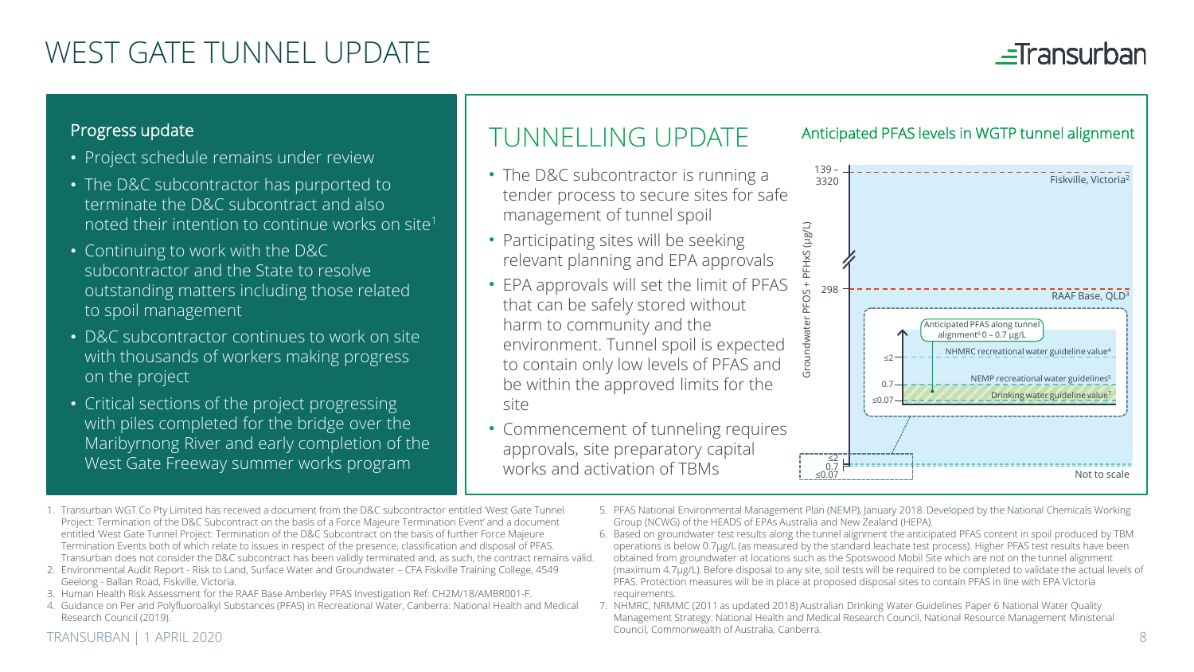# WEST GATE TUNNEL UPDATE

## Progress update

- Project schedule remains under review
- The D&C subcontractor has purported to terminate the D&C subcontract and also noted their intention to continue works on site[1]
- Continuing to work with the D&C subcontractor and the State to resolve outstanding matters including those related to spoil management
- D&C subcontractor continues to work on site with thousands of workers making progress on the project
- Critical sections of the project progressing with piles completed for the bridge over the Maribyrnong River and early completion of the West Gate Freeway summer works program

## TUNNELLING UPDATE

- The D&C subcontractor is running a tender process to secure sites for safe management of tunnel spoil
- Participating sites will be seeking relevant planning and EPA approvals
- EPA approvals will set the limit of PFAS that can be safely stored without harm to community and the environment. Tunnel spoil is expected to contain only low levels of PFAS and be within the approved limits for the site
- Commencement of tunneling requires approvals, site preparatory capital works and activation of TBMs

### Anticipated PFAS levels in WGTP tunnel alignment

Groundwater PFOS + PFHXS (µg/L)

- 139 – 3320: Fiskville, Victoria[2]
- 298: RAAF Base, QLD[3]
- ≤2: NHMRC recreational water guideline value[4]
- 0.7: NEMP recreational water guidelines[5]
- ≤0.07: Drinking water guideline value[7]
- Anticipated PFAS along tunnel alignment[6] 0 – 0.7 µg/L

Not to scale

1. Transurban WGT Co Pty Limited has received a document from the D&C subcontractor entitled 'West Gate Tunnel Project: Termination of the D&C Subcontract on the basis of a Force Majeure Termination Event' and a document entitled 'West Gate Tunnel Project: Termination of the D&C Subcontract on the basis of further Force Majeure Termination Events both of which relate to issues in respect of the presence, classification and disposal of PFAS. Transurban does not consider the D&C subcontract has been validly terminated and, as such, the contract remains valid.
2. Environmental Audit Report - Risk to Land, Surface Water and Groundwater – CFA Fiskville Training College, 4549 Geelong - Ballan Road, Fiskville, Victoria.
3. Human Health Risk Assessment for the RAAF Base Amberley PFAS Investigation Ref: CH2M/18/AMBR001-F.
4. Guidance on Per and Polyfluoroalkyl Substances (PFAS) in Recreational Water, Canberra: National Health and Medical Research Council (2019).
5. PFAS National Environmental Management Plan (NEMP), January 2018. Developed by the National Chemicals Working Group (NCWG) of the HEADS of EPAs Australia and New Zealand (HEPA).
6. Based on groundwater test results along the tunnel alignment the anticipated PFAS content in spoil produced by TBM operations is below 0.7µg/L (as measured by the standard leachate test process). Higher PFAS test results have been obtained from groundwater at locations such as the Spotswood Mobil Site which are not on the tunnel alignment (maximum 4.7µg/L). Before disposal to any site, soil tests will be required to be completed to validate the actual levels of PFAS. Protection measures will be in place at proposed disposal sites to contain PFAS in line with EPA Victoria requirements.
7. NHMRC, NRMMC (2011 as updated 2018) Australian Drinking Water Guidelines Paper 6 National Water Quality Management Strategy. National Health and Medical Research Council, National Resource Management Ministerial Council, Commonwealth of Australia, Canberra.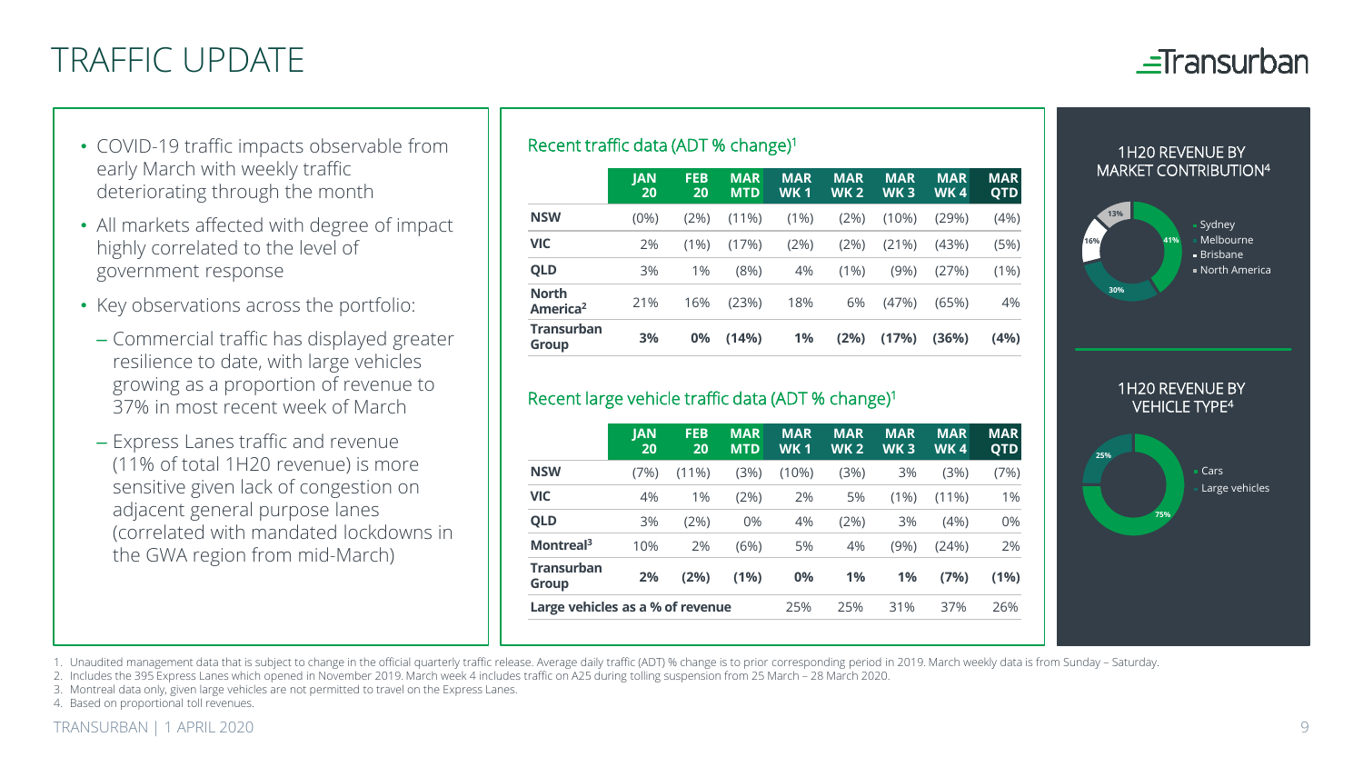# TRAFFIC UPDATE

- COVID-19 traffic impacts observable from early March with weekly traffic deteriorating through the month
- All markets affected with degree of impact highly correlated to the level of government response
- Key observations across the portfolio:
  - Commercial traffic has displayed greater resilience to date, with large vehicles growing as a proportion of revenue to 37% in most recent week of March
  - Express Lanes traffic and revenue (11% of total 1H20 revenue) is more sensitive given lack of congestion on adjacent general purpose lanes (correlated with mandated lockdowns in the GWA region from mid-March)

## Recent traffic data (ADT % change)[1]

| | JAN 20 | FEB 20 | MAR MTD | MAR WK 1 | MAR WK 2 | MAR WK 3 | MAR WK 4 | MAR QTD |
|---|---|---|---|---|---|---|---|---|
| **NSW** | (0%) | (2%) | (11%) | (1%) | (2%) | (10%) | (29%) | (4%) |
| **VIC** | 2% | (1%) | (17%) | (2%) | (2%) | (21%) | (43%) | (5%) |
| **QLD** | 3% | 1% | (8%) | 4% | (1%) | (9%) | (27%) | (1%) |
| **North America[2]** | 21% | 16% | (23%) | 18% | 6% | (47%) | (65%) | 4% |
| **Transurban Group** | **3%** | **0%** | **(14%)** | **1%** | **(2%)** | **(17%)** | **(36%)** | **(4%)** |

## Recent large vehicle traffic data (ADT % change)[1]

| | JAN 20 | FEB 20 | MAR MTD | MAR WK 1 | MAR WK 2 | MAR WK 3 | MAR WK 4 | MAR QTD |
|---|---|---|---|---|---|---|---|---|
| **NSW** | (7%) | (11%) | (3%) | (10%) | (3%) | 3% | (3%) | (7%) |
| **VIC** | 4% | 1% | (2%) | 2% | 5% | (1%) | (11%) | 1% |
| **QLD** | 3% | (2%) | 0% | 4% | (2%) | 3% | (4%) | 0% |
| **Montreal[3]** | 10% | 2% | (6%) | 5% | 4% | (9%) | (24%) | 2% |
| **Transurban Group** | **2%** | **(2%)** | **(1%)** | **0%** | **1%** | **1%** | **(7%)** | **(1%)** |
| **Large vehicles as a % of revenue** | | | | 25% | 25% | 31% | 37% | 26% |

## 1H20 REVENUE BY MARKET CONTRIBUTION[4]

- Sydney: 41%
- Melbourne: 30%
- Brisbane: 16%
- North America: 13%

## 1H20 REVENUE BY VEHICLE TYPE[4]

- Cars: 75%
- Large vehicles: 25%

1. Unaudited management data that is subject to change in the official quarterly traffic release. Average daily traffic (ADT) % change is to prior corresponding period in 2019. March weekly data is from Sunday – Saturday.
2. Includes the 395 Express Lanes which opened in November 2019. March week 4 includes traffic on A25 during tolling suspension from 25 March – 28 March 2020.
3. Montreal data only, given large vehicles are not permitted to travel on the Express Lanes.
4. Based on proportional toll revenues.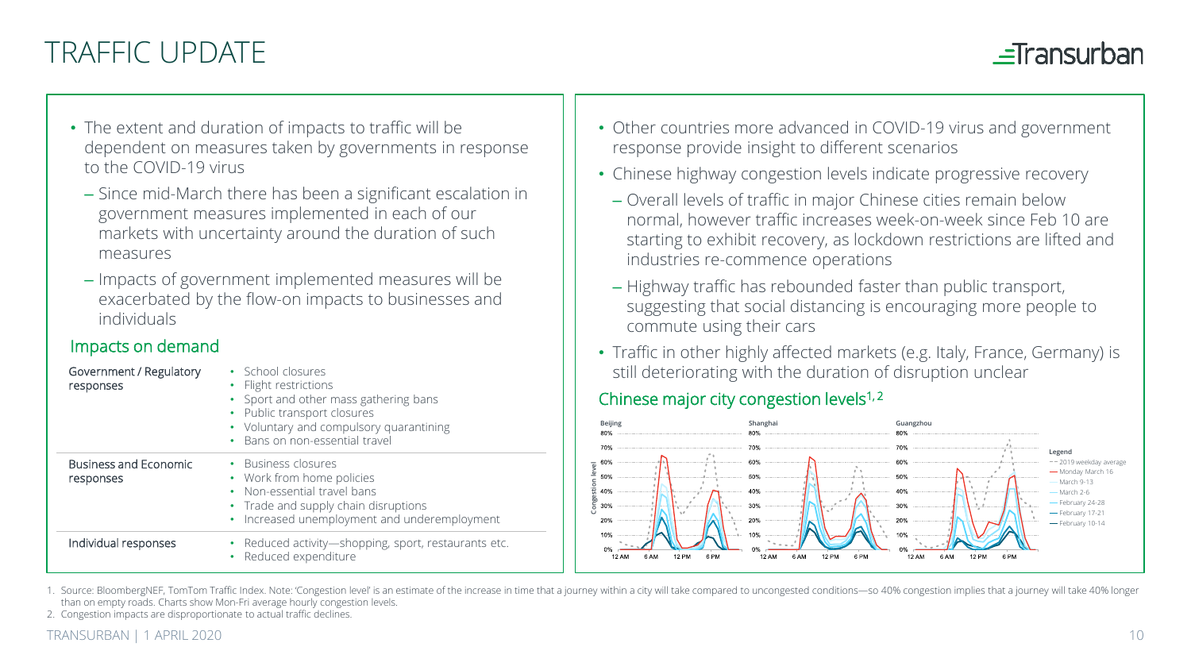# TRAFFIC UPDATE

- The extent and duration of impacts to traffic will be dependent on measures taken by governments in response to the COVID-19 virus
  - Since mid-March there has been a significant escalation in government measures implemented in each of our markets with uncertainty around the duration of such measures
  - Impacts of government implemented measures will be exacerbated by the flow-on impacts to businesses and individuals

## Impacts on demand

| | |
|---|---|
| Government / Regulatory responses | • School closures<br>• Flight restrictions<br>• Sport and other mass gathering bans<br>• Public transport closures<br>• Voluntary and compulsory quarantining<br>• Bans on non-essential travel |
| Business and Economic responses | • Business closures<br>• Work from home policies<br>• Non-essential travel bans<br>• Trade and supply chain disruptions<br>• Increased unemployment and underemployment |
| Individual responses | • Reduced activity—shopping, sport, restaurants etc.<br>• Reduced expenditure |

- Other countries more advanced in COVID-19 virus and government response provide insight to different scenarios
- Chinese highway congestion levels indicate progressive recovery
  - Overall levels of traffic in major Chinese cities remain below normal, however traffic increases week-on-week since Feb 10 are starting to exhibit recovery, as lockdown restrictions are lifted and industries re-commence operations
  - Highway traffic has rebounded faster than public transport, suggesting that social distancing is encouraging more people to commute using their cars
- Traffic in other highly affected markets (e.g. Italy, France, Germany) is still deteriorating with the duration of disruption unclear

## Chinese major city congestion levels[1,2]

Beijing | Shanghai | Guangzhou

Congestion level (0%–80%); 12 AM, 6 AM, 12 PM, 6 PM

Legend: 2019 weekday average; Monday March 16; March 9-13; March 2-6; February 24-28; February 17-21; February 10-14

1. Source: BloombergNEF, TomTom Traffic Index. Note: 'Congestion level' is an estimate of the increase in time that a journey within a city will take compared to uncongested conditions—so 40% congestion implies that a journey will take 40% longer than on empty roads. Charts show Mon-Fri average hourly congestion levels.
2. Congestion impacts are disproportionate to actual traffic declines.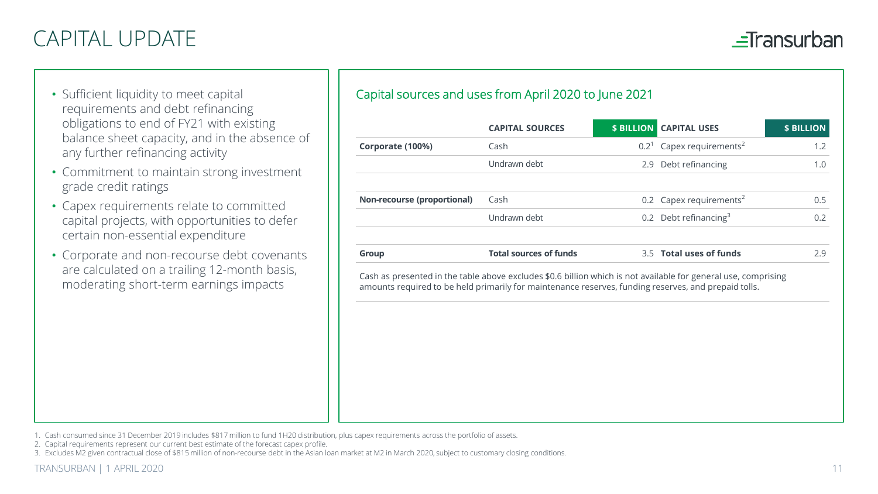# CAPITAL UPDATE

- Sufficient liquidity to meet capital requirements and debt refinancing obligations to end of FY21 with existing balance sheet capacity, and in the absence of any further refinancing activity
- Commitment to maintain strong investment grade credit ratings
- Capex requirements relate to committed capital projects, with opportunities to defer certain non-essential expenditure
- Corporate and non-recourse debt covenants are calculated on a trailing 12-month basis, moderating short-term earnings impacts

## Capital sources and uses from April 2020 to June 2021

| | CAPITAL SOURCES | $ BILLION | CAPITAL USES | $ BILLION |
|---|---|---|---|---|
| **Corporate (100%)** | Cash | 0.2[1] | Capex requirements[2] | 1.2 |
| | Undrawn debt | 2.9 | Debt refinancing | 1.0 |
| **Non-recourse (proportional)** | Cash | 0.2 | Capex requirements[2] | 0.5 |
| | Undrawn debt | 0.2 | Debt refinancing[3] | 0.2 |
| **Group** | **Total sources of funds** | 3.5 | **Total uses of funds** | 2.9 |

Cash as presented in the table above excludes $0.6 billion which is not available for general use, comprising amounts required to be held primarily for maintenance reserves, funding reserves, and prepaid tolls.

1. Cash consumed since 31 December 2019 includes $817 million to fund 1H20 distribution, plus capex requirements across the portfolio of assets.
2. Capital requirements represent our current best estimate of the forecast capex profile.
3. Excludes M2 given contractual close of $815 million of non-recourse debt in the Asian loan market at M2 in March 2020, subject to customary closing conditions.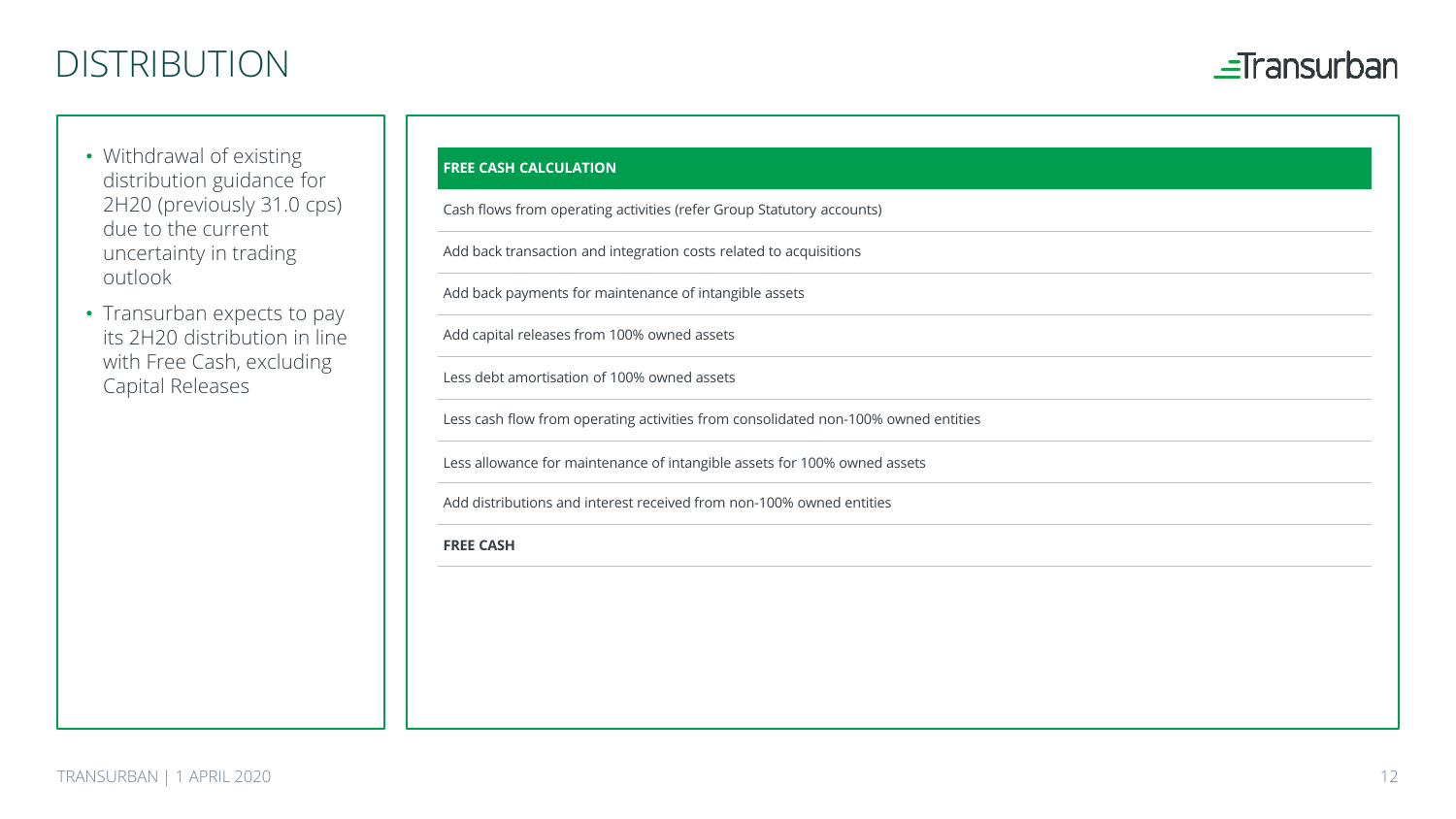# DISTRIBUTION

- Withdrawal of existing distribution guidance for 2H20 (previously 31.0 cps) due to the current uncertainty in trading outlook
- Transurban expects to pay its 2H20 distribution in line with Free Cash, excluding Capital Releases

| FREE CASH CALCULATION |
| --- |
| Cash flows from operating activities (refer Group Statutory accounts) |
| Add back transaction and integration costs related to acquisitions |
| Add back payments for maintenance of intangible assets |
| Add capital releases from 100% owned assets |
| Less debt amortisation of 100% owned assets |
| Less cash flow from operating activities from consolidated non-100% owned entities |
| Less allowance for maintenance of intangible assets for 100% owned assets |
| Add distributions and interest received from non-100% owned entities |
| **FREE CASH** |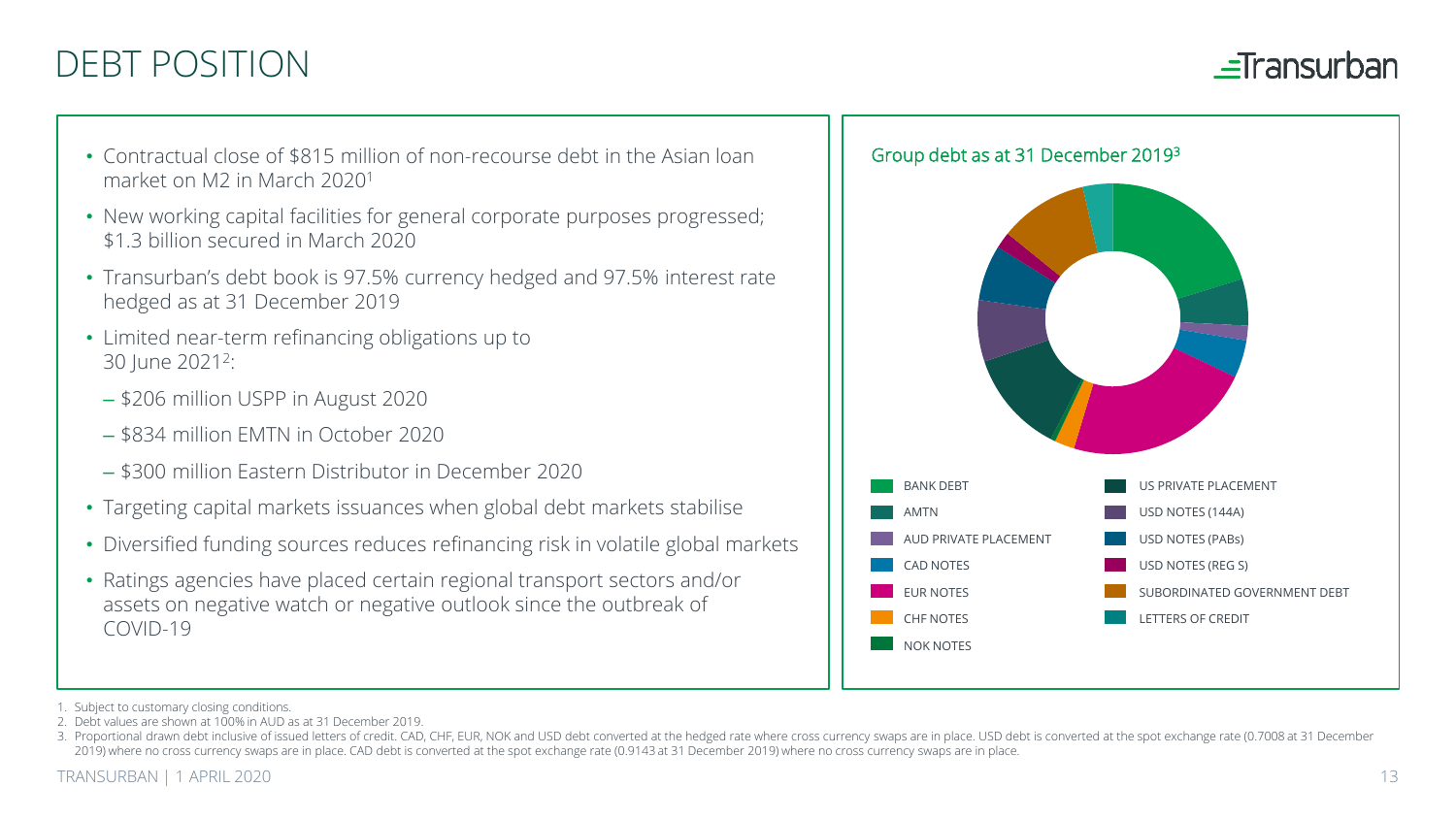# DEBT POSITION

- Contractual close of $815 million of non-recourse debt in the Asian loan market on M2 in March 2020[1]
- New working capital facilities for general corporate purposes progressed; $1.3 billion secured in March 2020
- Transurban's debt book is 97.5% currency hedged and 97.5% interest rate hedged as at 31 December 2019
- Limited near-term refinancing obligations up to 30 June 2021[2]:
  - $206 million USPP in August 2020
  - $834 million EMTN in October 2020
  - $300 million Eastern Distributor in December 2020
- Targeting capital markets issuances when global debt markets stabilise
- Diversified funding sources reduces refinancing risk in volatile global markets
- Ratings agencies have placed certain regional transport sectors and/or assets on negative watch or negative outlook since the outbreak of COVID-19

## Group debt as at 31 December 2019[3]

- BANK DEBT
- AMTN
- AUD PRIVATE PLACEMENT
- CAD NOTES
- EUR NOTES
- CHF NOTES
- NOK NOTES
- US PRIVATE PLACEMENT
- USD NOTES (144A)
- USD NOTES (PABs)
- USD NOTES (REG S)
- SUBORDINATED GOVERNMENT DEBT
- LETTERS OF CREDIT

1. Subject to customary closing conditions.
2. Debt values are shown at 100% in AUD as at 31 December 2019.
3. Proportional drawn debt inclusive of issued letters of credit. CAD, CHF, EUR, NOK and USD debt converted at the hedged rate where cross currency swaps are in place. USD debt is converted at the spot exchange rate (0.7008 at 31 December 2019) where no cross currency swaps are in place. CAD debt is converted at the spot exchange rate (0.9143 at 31 December 2019) where no cross currency swaps are in place.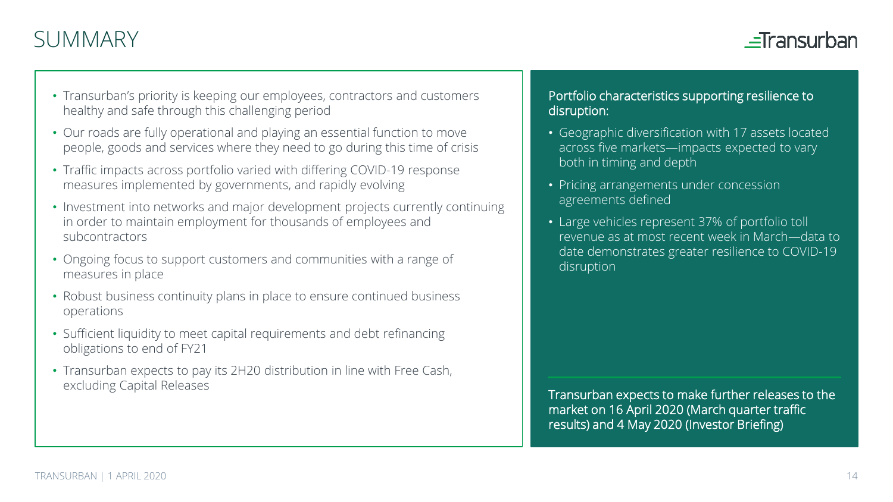# SUMMARY

- Transurban's priority is keeping our employees, contractors and customers healthy and safe through this challenging period
- Our roads are fully operational and playing an essential function to move people, goods and services where they need to go during this time of crisis
- Traffic impacts across portfolio varied with differing COVID-19 response measures implemented by governments, and rapidly evolving
- Investment into networks and major development projects currently continuing in order to maintain employment for thousands of employees and subcontractors
- Ongoing focus to support customers and communities with a range of measures in place
- Robust business continuity plans in place to ensure continued business operations
- Sufficient liquidity to meet capital requirements and debt refinancing obligations to end of FY21
- Transurban expects to pay its 2H20 distribution in line with Free Cash, excluding Capital Releases

Portfolio characteristics supporting resilience to disruption:

- Geographic diversification with 17 assets located across five markets—impacts expected to vary both in timing and depth
- Pricing arrangements under concession agreements defined
- Large vehicles represent 37% of portfolio toll revenue as at most recent week in March—data to date demonstrates greater resilience to COVID-19 disruption

Transurban expects to make further releases to the market on 16 April 2020 (March quarter traffic results) and 4 May 2020 (Investor Briefing)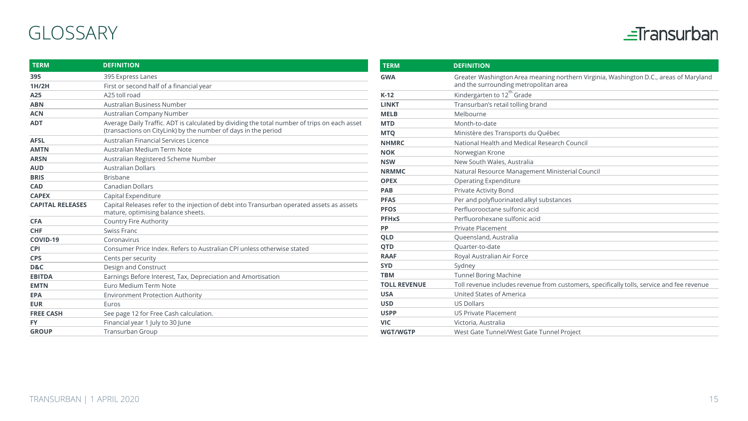# GLOSSARY

| TERM | DEFINITION |
|---|---|
| 395 | 395 Express Lanes |
| 1H/2H | First or second half of a financial year |
| A25 | A25 toll road |
| ABN | Australian Business Number |
| ACN | Australian Company Number |
| ADT | Average Daily Traffic. ADT is calculated by dividing the total number of trips on each asset (transactions on CityLink) by the number of days in the period |
| AFSL | Australian Financial Services Licence |
| AMTN | Australian Medium Term Note |
| ARSN | Australian Registered Scheme Number |
| AUD | Australian Dollars |
| BRIS | Brisbane |
| CAD | Canadian Dollars |
| CAPEX | Capital Expenditure |
| CAPITAL RELEASES | Capital Releases refer to the injection of debt into Transurban operated assets as assets mature, optimising balance sheets. |
| CFA | Country Fire Authority |
| CHF | Swiss Franc |
| COVID-19 | Coronavirus |
| CPI | Consumer Price Index. Refers to Australian CPI unless otherwise stated |
| CPS | Cents per security |
| D&C | Design and Construct |
| EBITDA | Earnings Before Interest, Tax, Depreciation and Amortisation |
| EMTN | Euro Medium Term Note |
| EPA | Environment Protection Authority |
| EUR | Euros |
| FREE CASH | See page 12 for Free Cash calculation. |
| FY | Financial year 1 July to 30 June |
| GROUP | Transurban Group |

| TERM | DEFINITION |
|---|---|
| GWA | Greater Washington Area meaning northern Virginia, Washington D.C., areas of Maryland and the surrounding metropolitan area |
| K-12 | Kindergarten to 12th Grade |
| LINKT | Transurban's retail tolling brand |
| MELB | Melbourne |
| MTD | Month-to-date |
| MTQ | Ministère des Transports du Québec |
| NHMRC | National Health and Medical Research Council |
| NOK | Norwegian Krone |
| NSW | New South Wales, Australia |
| NRMMC | Natural Resource Management Ministerial Council |
| OPEX | Operating Expenditure |
| PAB | Private Activity Bond |
| PFAS | Per and polyfluorinated alkyl substances |
| PFOS | Perfluorooctane sulfonic acid |
| PFHxS | Perfluorohexane sulfonic acid |
| PP | Private Placement |
| QLD | Queensland, Australia |
| QTD | Quarter-to-date |
| RAAF | Royal Australian Air Force |
| SYD | Sydney |
| TBM | Tunnel Boring Machine |
| TOLL REVENUE | Toll revenue includes revenue from customers, specifically tolls, service and fee revenue |
| USA | United States of America |
| USD | US Dollars |
| USPP | US Private Placement |
| VIC | Victoria, Australia |
| WGT/WGTP | West Gate Tunnel/West Gate Tunnel Project |